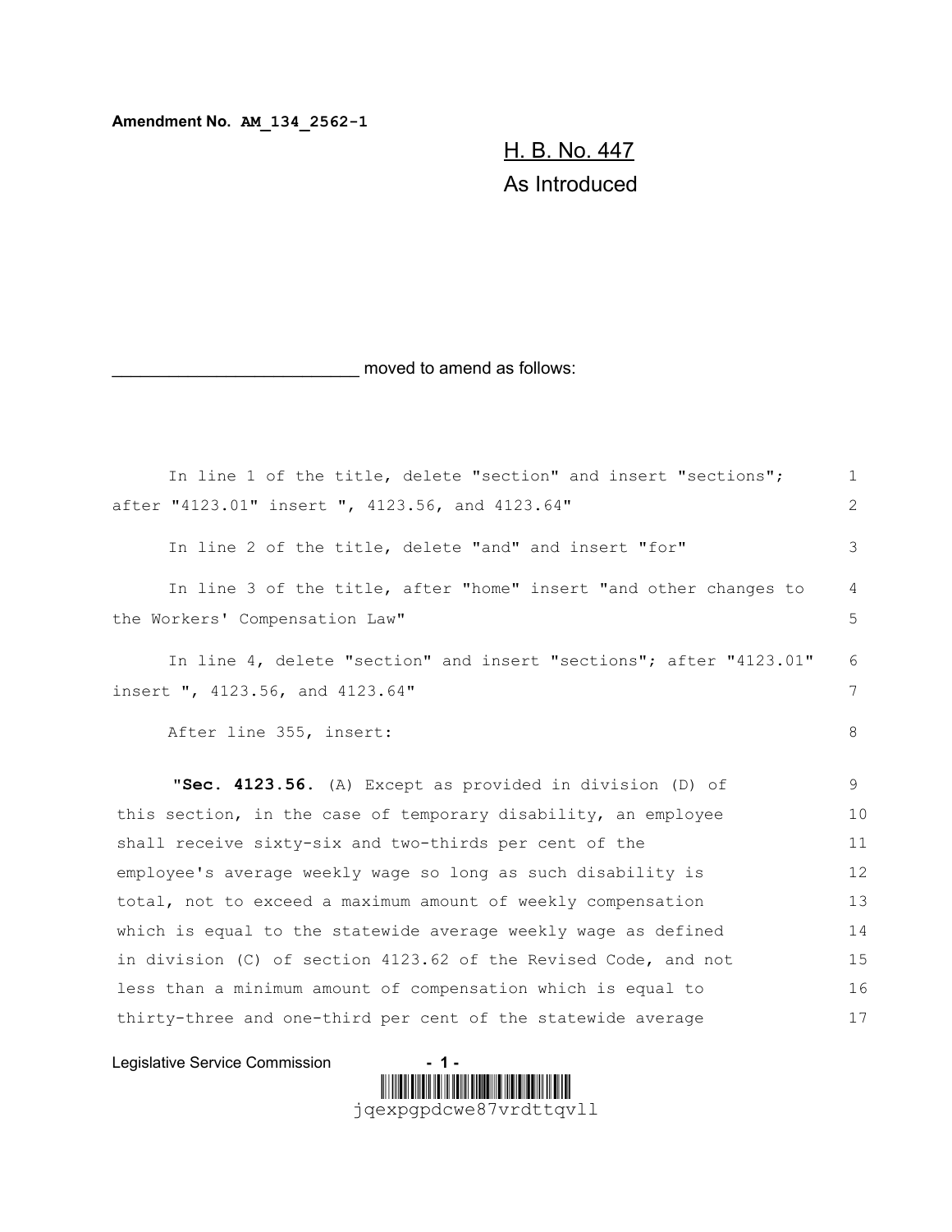**Amendment No. AM_134_2562-1**

H. B. No. 447
As Introduced

_________________________ moved to amend as follows:

In line 1 of the title, delete "section" and insert "sections"; after "4123.01" insert ", 4123.56, and 4123.64"

In line 2 of the title, delete "and" and insert "for"

In line 3 of the title, after "home" insert "and other changes to the Workers' Compensation Law"

In line 4, delete "section" and insert "sections"; after "4123.01" insert ", 4123.56, and 4123.64"

After line 355, insert:

"**Sec. 4123.56.** (A) Except as provided in division (D) of this section, in the case of temporary disability, an employee shall receive sixty-six and two-thirds per cent of the employee's average weekly wage so long as such disability is total, not to exceed a maximum amount of weekly compensation which is equal to the statewide average weekly wage as defined in division (C) of section 4123.62 of the Revised Code, and not less than a minimum amount of compensation which is equal to thirty-three and one-third per cent of the statewide average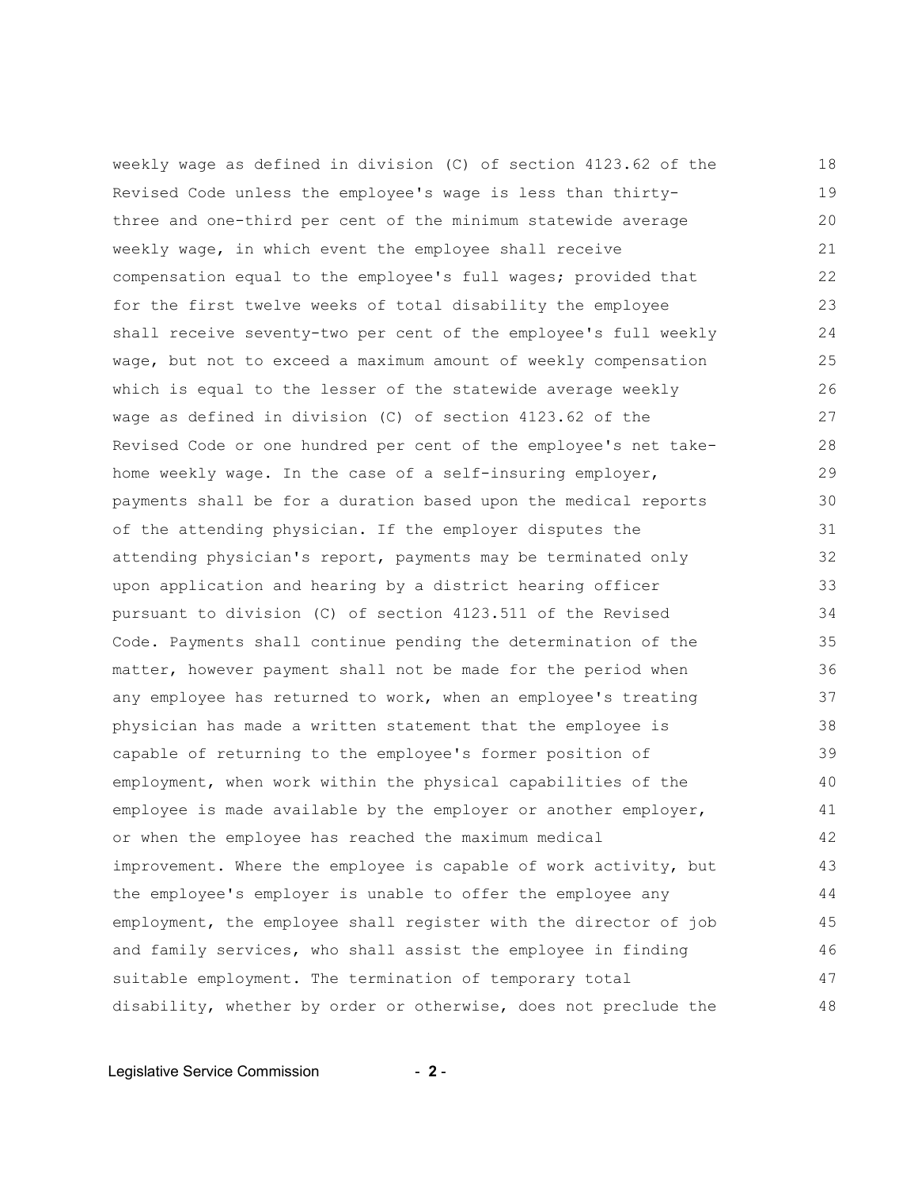weekly wage as defined in division (C) of section 4123.62 of the Revised Code unless the employee's wage is less than thirty-three and one-third per cent of the minimum statewide average weekly wage, in which event the employee shall receive compensation equal to the employee's full wages; provided that for the first twelve weeks of total disability the employee shall receive seventy-two per cent of the employee's full weekly wage, but not to exceed a maximum amount of weekly compensation which is equal to the lesser of the statewide average weekly wage as defined in division (C) of section 4123.62 of the Revised Code or one hundred per cent of the employee's net take-home weekly wage. In the case of a self-insuring employer, payments shall be for a duration based upon the medical reports of the attending physician. If the employer disputes the attending physician's report, payments may be terminated only upon application and hearing by a district hearing officer pursuant to division (C) of section 4123.511 of the Revised Code. Payments shall continue pending the determination of the matter, however payment shall not be made for the period when any employee has returned to work, when an employee's treating physician has made a written statement that the employee is capable of returning to the employee's former position of employment, when work within the physical capabilities of the employee is made available by the employer or another employer, or when the employee has reached the maximum medical improvement. Where the employee is capable of work activity, but the employee's employer is unable to offer the employee any employment, the employee shall register with the director of job and family services, who shall assist the employee in finding suitable employment. The termination of temporary total disability, whether by order or otherwise, does not preclude the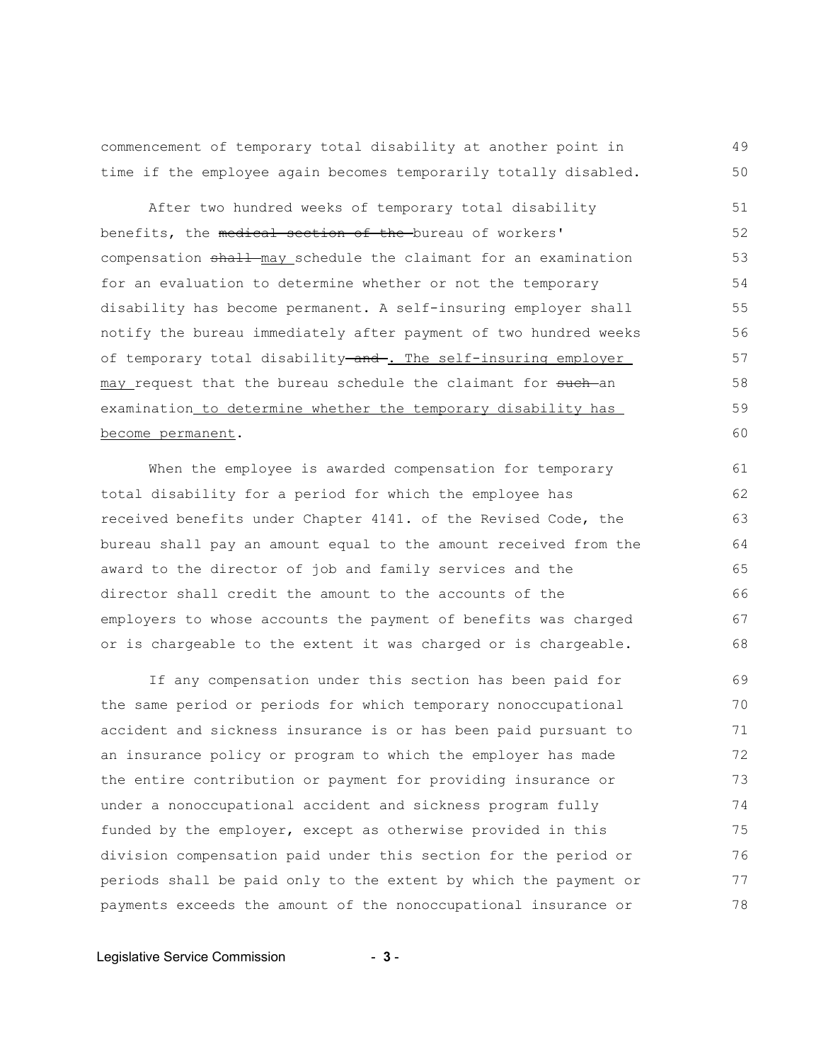commencement of temporary total disability at another point in time if the employee again becomes temporarily totally disabled.

After two hundred weeks of temporary total disability benefits, the ~~medical section of the~~ bureau of workers' compensation ~~shall~~ may schedule the claimant for an examination for an evaluation to determine whether or not the temporary disability has become permanent. A self-insuring employer shall notify the bureau immediately after payment of two hundred weeks of temporary total disability ~~and~~. The self-insuring employer may request that the bureau schedule the claimant for ~~such~~ an examination to determine whether the temporary disability has become permanent.

When the employee is awarded compensation for temporary total disability for a period for which the employee has received benefits under Chapter 4141. of the Revised Code, the bureau shall pay an amount equal to the amount received from the award to the director of job and family services and the director shall credit the amount to the accounts of the employers to whose accounts the payment of benefits was charged or is chargeable to the extent it was charged or is chargeable.

If any compensation under this section has been paid for the same period or periods for which temporary nonoccupational accident and sickness insurance is or has been paid pursuant to an insurance policy or program to which the employer has made the entire contribution or payment for providing insurance or under a nonoccupational accident and sickness program fully funded by the employer, except as otherwise provided in this division compensation paid under this section for the period or periods shall be paid only to the extent by which the payment or payments exceeds the amount of the nonoccupational insurance or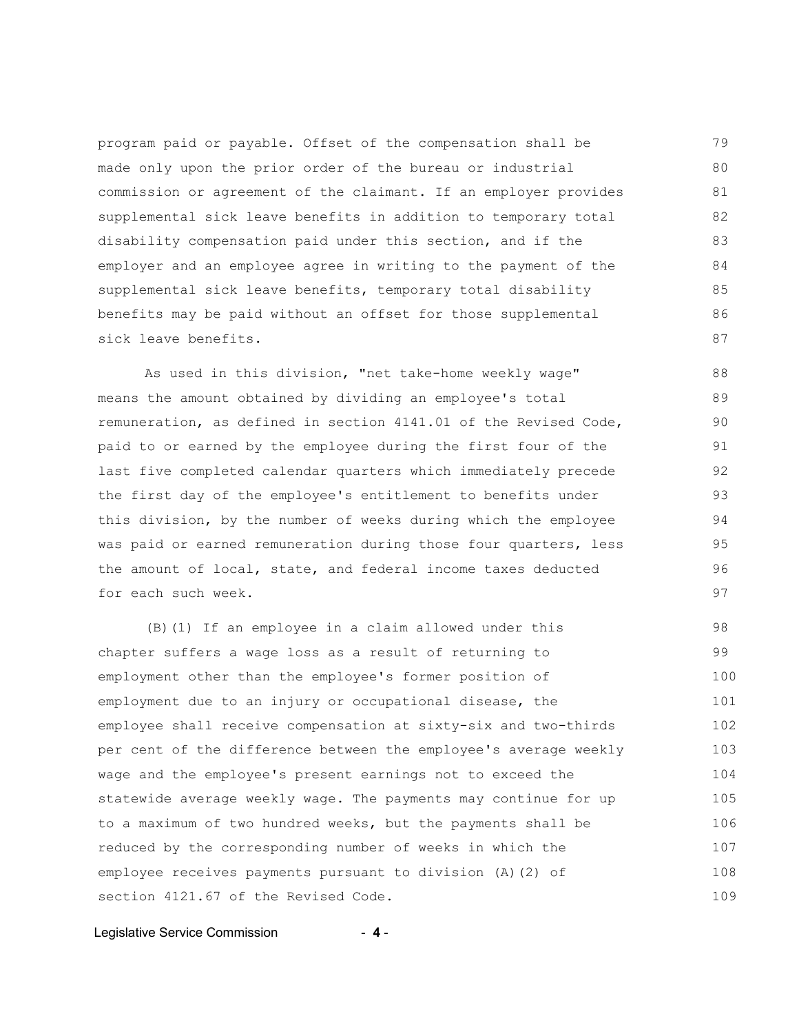program paid or payable. Offset of the compensation shall be made only upon the prior order of the bureau or industrial commission or agreement of the claimant. If an employer provides supplemental sick leave benefits in addition to temporary total disability compensation paid under this section, and if the employer and an employee agree in writing to the payment of the supplemental sick leave benefits, temporary total disability benefits may be paid without an offset for those supplemental sick leave benefits.

As used in this division, "net take-home weekly wage" means the amount obtained by dividing an employee's total remuneration, as defined in section 4141.01 of the Revised Code, paid to or earned by the employee during the first four of the last five completed calendar quarters which immediately precede the first day of the employee's entitlement to benefits under this division, by the number of weeks during which the employee was paid or earned remuneration during those four quarters, less the amount of local, state, and federal income taxes deducted for each such week.

(B)(1) If an employee in a claim allowed under this chapter suffers a wage loss as a result of returning to employment other than the employee's former position of employment due to an injury or occupational disease, the employee shall receive compensation at sixty-six and two-thirds per cent of the difference between the employee's average weekly wage and the employee's present earnings not to exceed the statewide average weekly wage. The payments may continue for up to a maximum of two hundred weeks, but the payments shall be reduced by the corresponding number of weeks in which the employee receives payments pursuant to division (A)(2) of section 4121.67 of the Revised Code.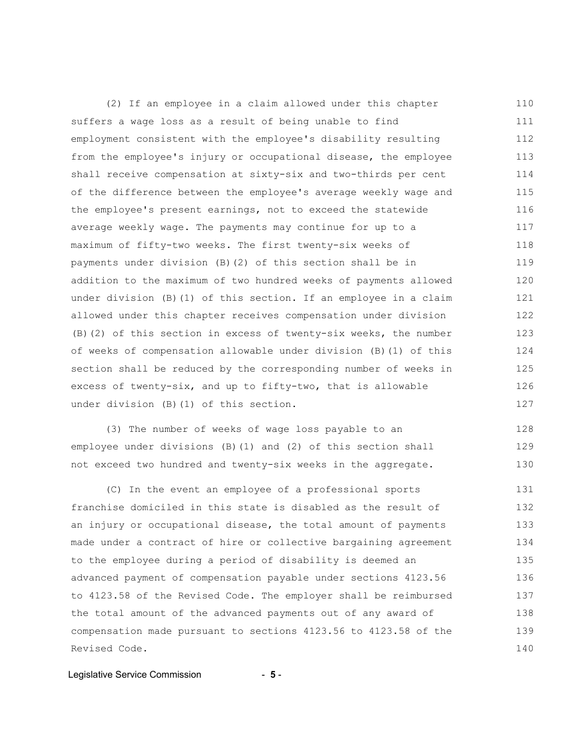(2) If an employee in a claim allowed under this chapter suffers a wage loss as a result of being unable to find employment consistent with the employee's disability resulting from the employee's injury or occupational disease, the employee shall receive compensation at sixty-six and two-thirds per cent of the difference between the employee's average weekly wage and the employee's present earnings, not to exceed the statewide average weekly wage. The payments may continue for up to a maximum of fifty-two weeks. The first twenty-six weeks of payments under division (B)(2) of this section shall be in addition to the maximum of two hundred weeks of payments allowed under division (B)(1) of this section. If an employee in a claim allowed under this chapter receives compensation under division (B)(2) of this section in excess of twenty-six weeks, the number of weeks of compensation allowable under division (B)(1) of this section shall be reduced by the corresponding number of weeks in excess of twenty-six, and up to fifty-two, that is allowable under division (B)(1) of this section.

(3) The number of weeks of wage loss payable to an employee under divisions (B)(1) and (2) of this section shall not exceed two hundred and twenty-six weeks in the aggregate.

(C) In the event an employee of a professional sports franchise domiciled in this state is disabled as the result of an injury or occupational disease, the total amount of payments made under a contract of hire or collective bargaining agreement to the employee during a period of disability is deemed an advanced payment of compensation payable under sections 4123.56 to 4123.58 of the Revised Code. The employer shall be reimbursed the total amount of the advanced payments out of any award of compensation made pursuant to sections 4123.56 to 4123.58 of the Revised Code.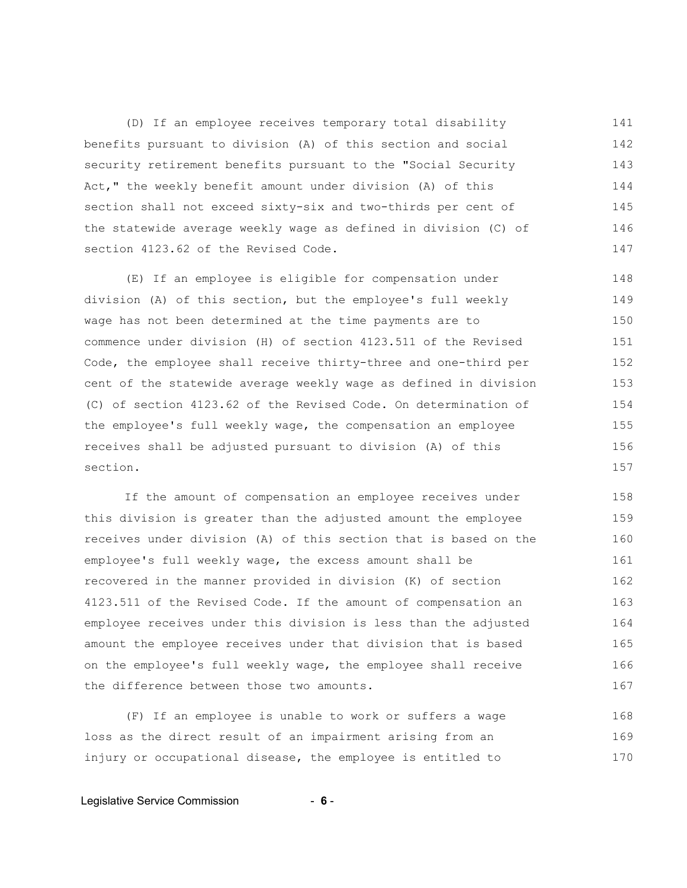(D) If an employee receives temporary total disability benefits pursuant to division (A) of this section and social security retirement benefits pursuant to the "Social Security Act," the weekly benefit amount under division (A) of this section shall not exceed sixty-six and two-thirds per cent of the statewide average weekly wage as defined in division (C) of section 4123.62 of the Revised Code.

(E) If an employee is eligible for compensation under division (A) of this section, but the employee's full weekly wage has not been determined at the time payments are to commence under division (H) of section 4123.511 of the Revised Code, the employee shall receive thirty-three and one-third per cent of the statewide average weekly wage as defined in division (C) of section 4123.62 of the Revised Code. On determination of the employee's full weekly wage, the compensation an employee receives shall be adjusted pursuant to division (A) of this section.

If the amount of compensation an employee receives under this division is greater than the adjusted amount the employee receives under division (A) of this section that is based on the employee's full weekly wage, the excess amount shall be recovered in the manner provided in division (K) of section 4123.511 of the Revised Code. If the amount of compensation an employee receives under this division is less than the adjusted amount the employee receives under that division that is based on the employee's full weekly wage, the employee shall receive the difference between those two amounts.

(F) If an employee is unable to work or suffers a wage loss as the direct result of an impairment arising from an injury or occupational disease, the employee is entitled to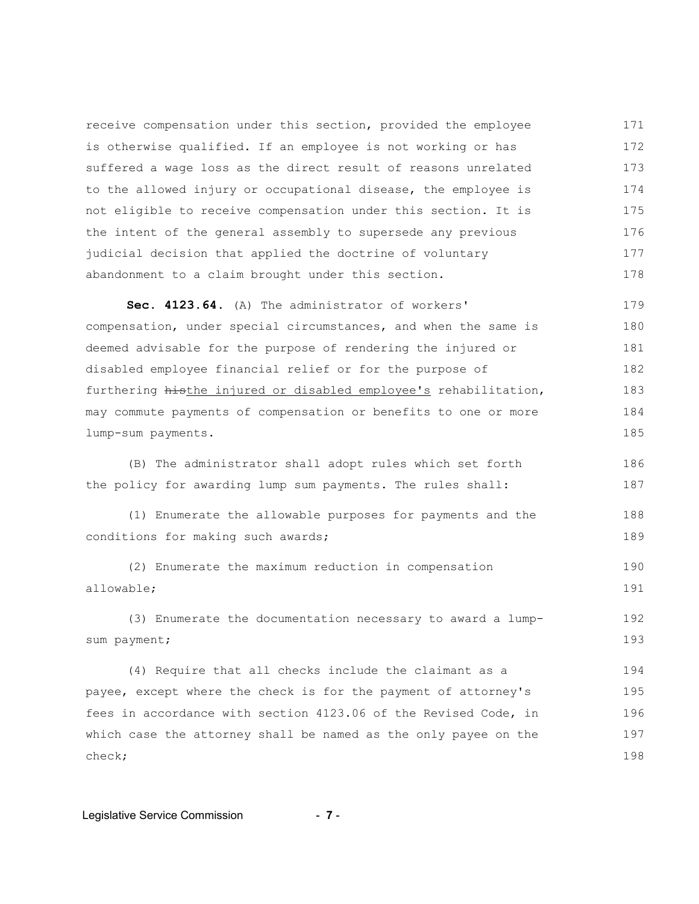receive compensation under this section, provided the employee is otherwise qualified. If an employee is not working or has suffered a wage loss as the direct result of reasons unrelated to the allowed injury or occupational disease, the employee is not eligible to receive compensation under this section. It is the intent of the general assembly to supersede any previous judicial decision that applied the doctrine of voluntary abandonment to a claim brought under this section.

**Sec. 4123.64.** (A) The administrator of workers' compensation, under special circumstances, and when the same is deemed advisable for the purpose of rendering the injured or disabled employee financial relief or for the purpose of furthering ~~his~~<u>the injured or disabled employee's</u> rehabilitation, may commute payments of compensation or benefits to one or more lump-sum payments.

(B) The administrator shall adopt rules which set forth the policy for awarding lump sum payments. The rules shall:

(1) Enumerate the allowable purposes for payments and the conditions for making such awards;

(2) Enumerate the maximum reduction in compensation allowable;

(3) Enumerate the documentation necessary to award a lump-sum payment;

(4) Require that all checks include the claimant as a payee, except where the check is for the payment of attorney's fees in accordance with section 4123.06 of the Revised Code, in which case the attorney shall be named as the only payee on the check;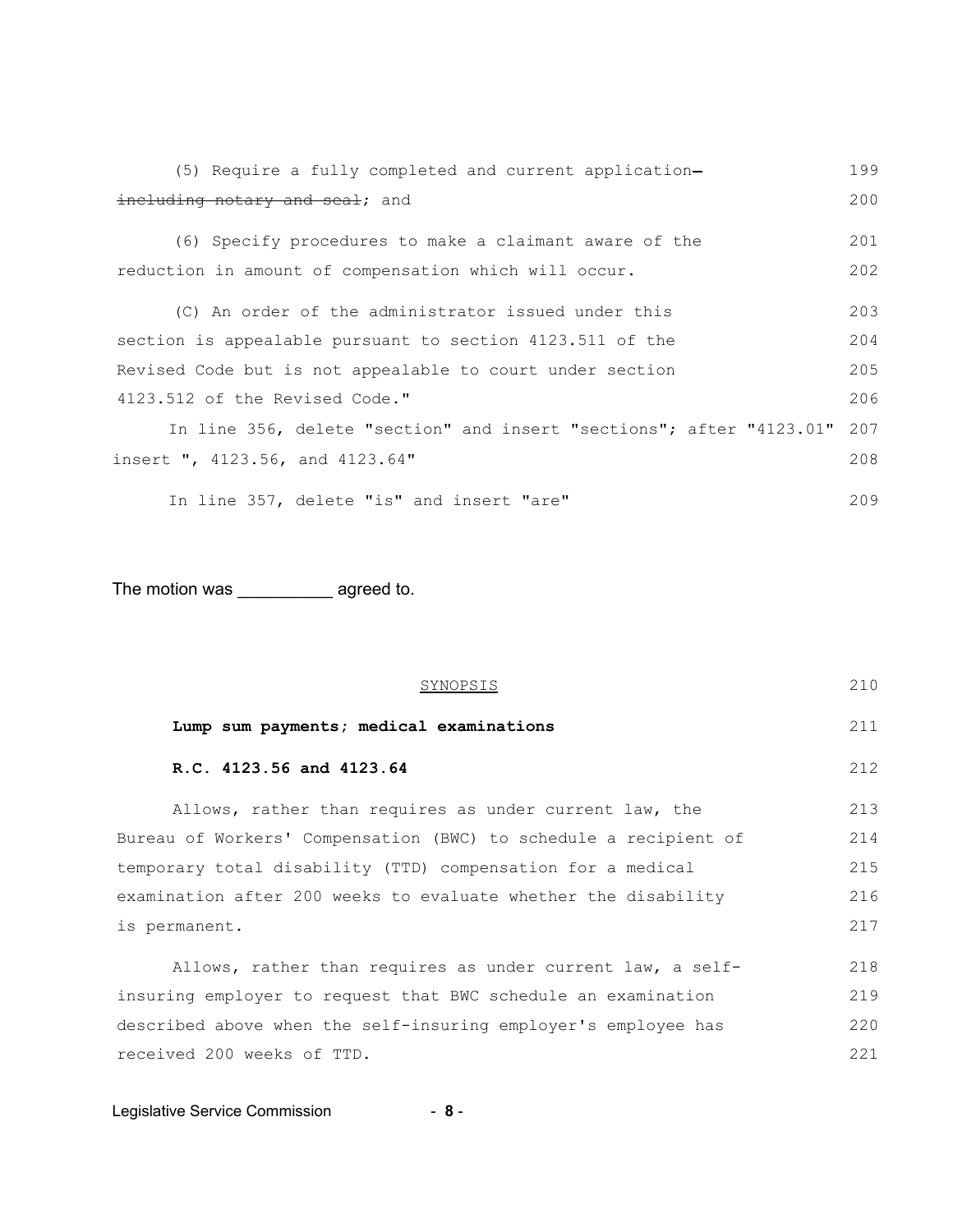(5) Require a fully completed and current application ~~including notary and seal~~; and 199 200

(6) Specify procedures to make a claimant aware of the reduction in amount of compensation which will occur. 201 202

(C) An order of the administrator issued under this section is appealable pursuant to section 4123.511 of the Revised Code but is not appealable to court under section 4123.512 of the Revised Code." 203 204 205 206

In line 356, delete "section" and insert "sections"; after "4123.01" insert ", 4123.56, and 4123.64" 207 208

In line 357, delete "is" and insert "are" 209

The motion was __________ agreed to.

SYNOPSIS 210

**Lump sum payments; medical examinations** 211

**R.C. 4123.56 and 4123.64** 212

Allows, rather than requires as under current law, the Bureau of Workers' Compensation (BWC) to schedule a recipient of temporary total disability (TTD) compensation for a medical examination after 200 weeks to evaluate whether the disability is permanent. 213 214 215 216 217

Allows, rather than requires as under current law, a self-insuring employer to request that BWC schedule an examination described above when the self-insuring employer's employee has received 200 weeks of TTD. 218 219 220 221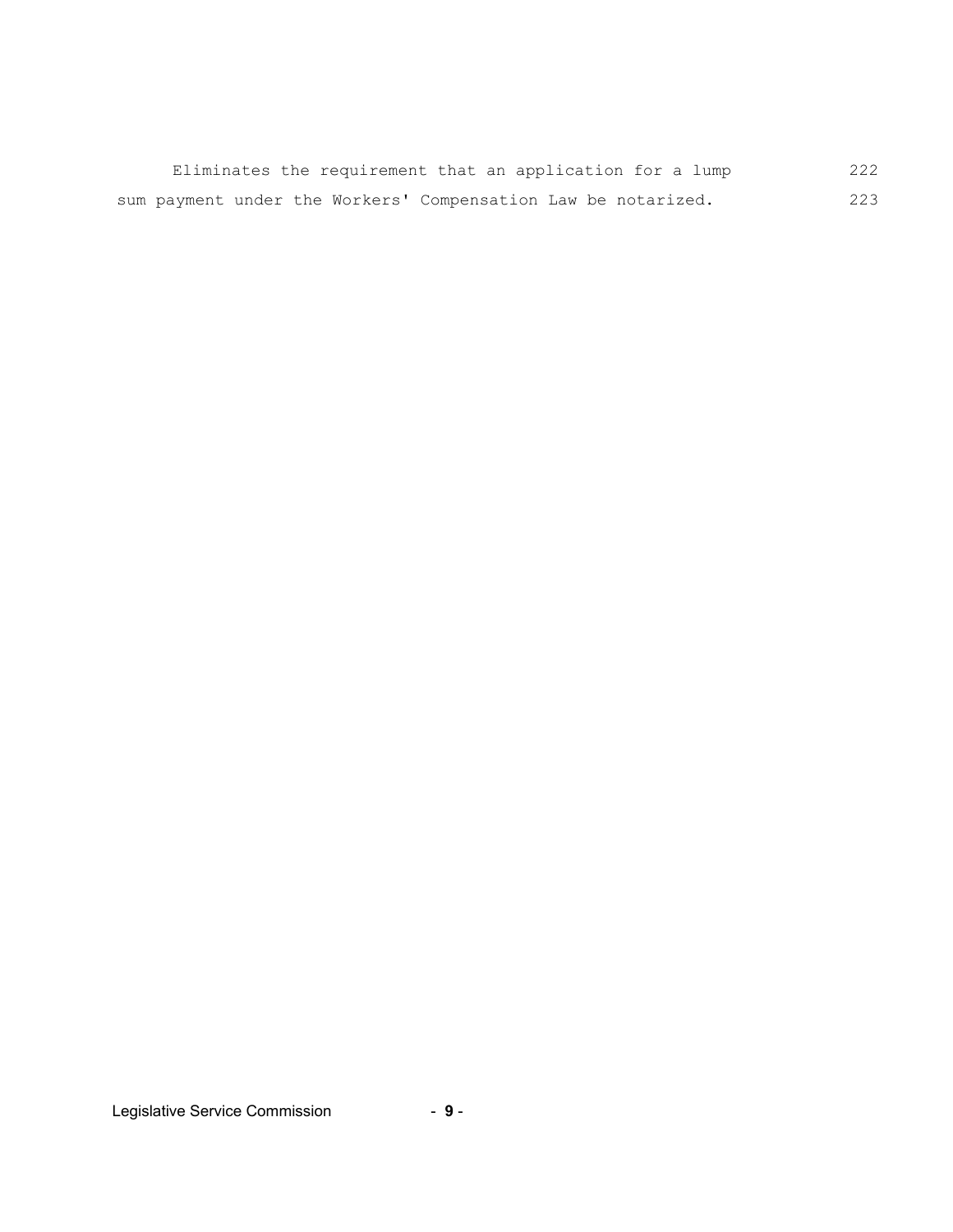Eliminates the requirement that an application for a lump sum payment under the Workers' Compensation Law be notarized.